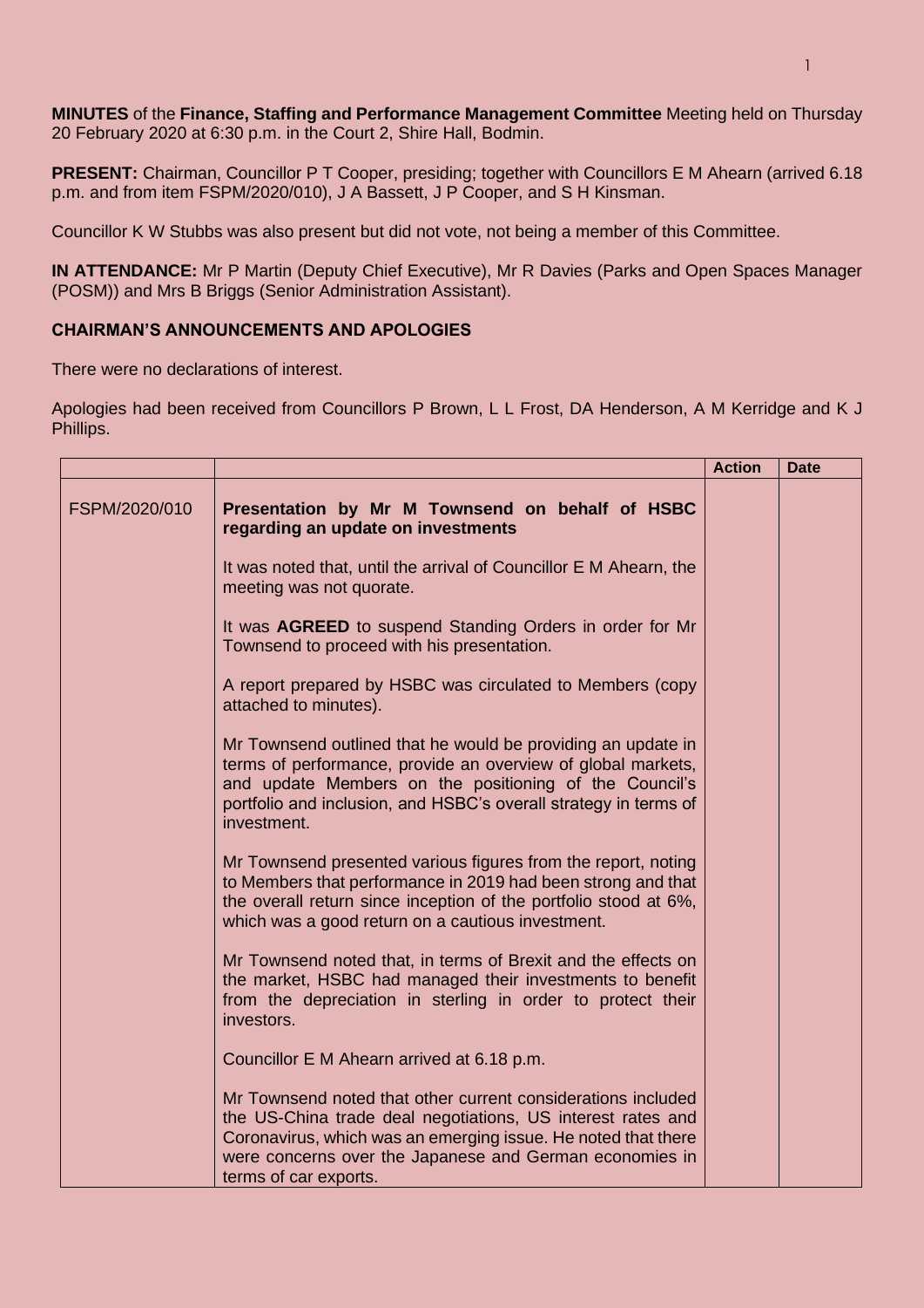**MINUTES** of the **Finance, Staffing and Performance Management Committee** Meeting held on Thursday 20 February 2020 at 6:30 p.m. in the Court 2, Shire Hall, Bodmin.

**PRESENT:** Chairman, Councillor P T Cooper, presiding; together with Councillors E M Ahearn (arrived 6.18 p.m. and from item FSPM/2020/010), J A Bassett, J P Cooper, and S H Kinsman.

Councillor K W Stubbs was also present but did not vote, not being a member of this Committee.

**IN ATTENDANCE:** Mr P Martin (Deputy Chief Executive), Mr R Davies (Parks and Open Spaces Manager (POSM)) and Mrs B Briggs (Senior Administration Assistant).

## CHAIRMAN'S ANNOUNCEMENTS AND APOLOGIES

There were no declarations of interest.

Apologies had been received from Councillors P Brown, L L Frost, DA Henderson, A M Kerridge and K J Phillips.

| | | Action | Date |
|---|---|---|---|
| FSPM/2020/010 | **Presentation by Mr M Townsend on behalf of HSBC regarding an update on investments**<br><br>It was noted that, until the arrival of Councillor E M Ahearn, the meeting was not quorate.<br><br>It was **AGREED** to suspend Standing Orders in order for Mr Townsend to proceed with his presentation.<br><br>A report prepared by HSBC was circulated to Members (copy attached to minutes).<br><br>Mr Townsend outlined that he would be providing an update in terms of performance, provide an overview of global markets, and update Members on the positioning of the Council's portfolio and inclusion, and HSBC's overall strategy in terms of investment.<br><br>Mr Townsend presented various figures from the report, noting to Members that performance in 2019 had been strong and that the overall return since inception of the portfolio stood at 6%, which was a good return on a cautious investment.<br><br>Mr Townsend noted that, in terms of Brexit and the effects on the market, HSBC had managed their investments to benefit from the depreciation in sterling in order to protect their investors.<br><br>Councillor E M Ahearn arrived at 6.18 p.m.<br><br>Mr Townsend noted that other current considerations included the US-China trade deal negotiations, US interest rates and Coronavirus, which was an emerging issue. He noted that there were concerns over the Japanese and German economies in terms of car exports. | | |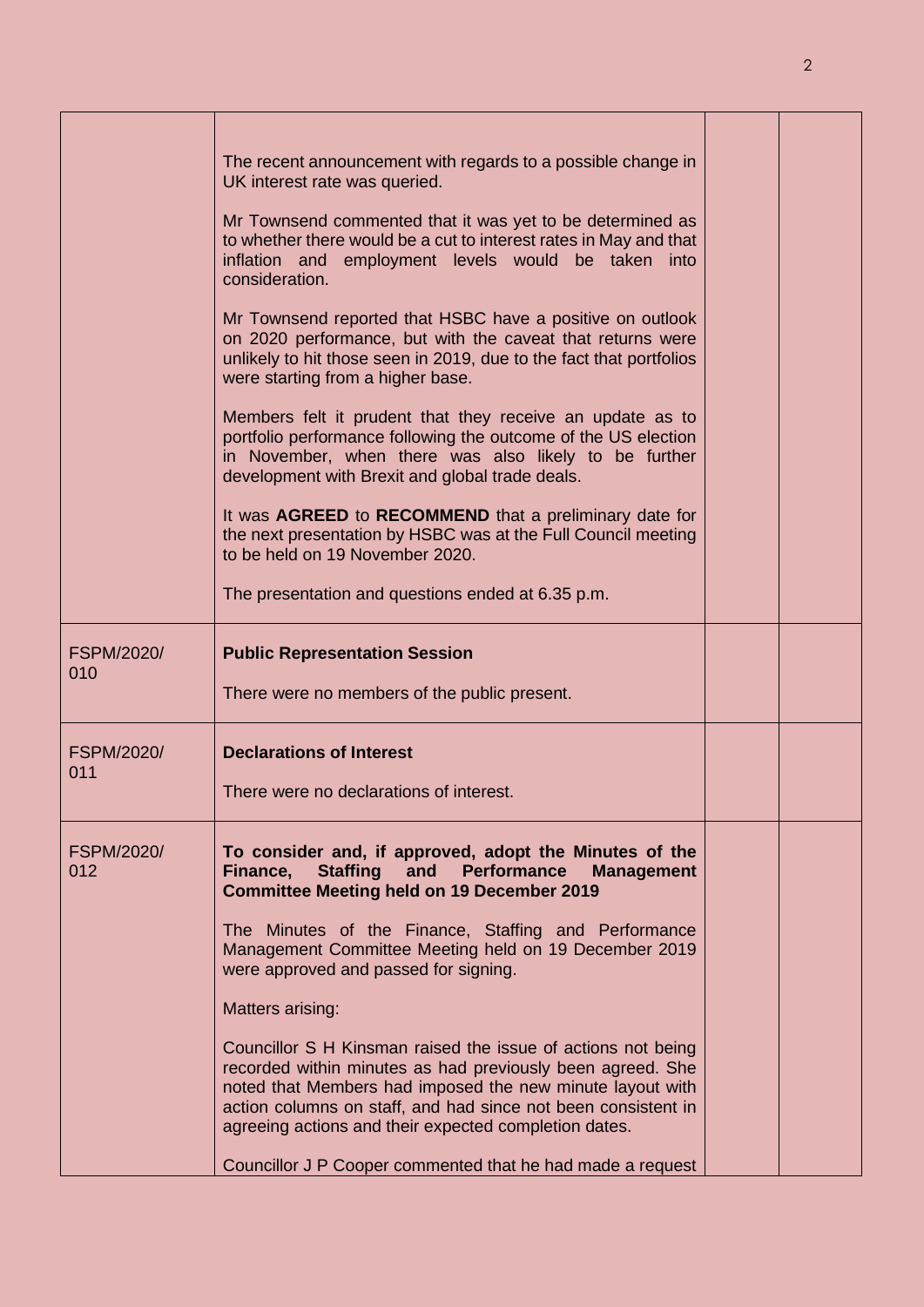| | | | |
|---|---|---|---|
| | The recent announcement with regards to a possible change in UK interest rate was queried.<br><br>Mr Townsend commented that it was yet to be determined as to whether there would be a cut to interest rates in May and that inflation and employment levels would be taken into consideration.<br><br>Mr Townsend reported that HSBC have a positive on outlook on 2020 performance, but with the caveat that returns were unlikely to hit those seen in 2019, due to the fact that portfolios were starting from a higher base.<br><br>Members felt it prudent that they receive an update as to portfolio performance following the outcome of the US election in November, when there was also likely to be further development with Brexit and global trade deals.<br><br>It was **AGREED** to **RECOMMEND** that a preliminary date for the next presentation by HSBC was at the Full Council meeting to be held on 19 November 2020.<br><br>The presentation and questions ended at 6.35 p.m. | | |
| FSPM/2020/ 010 | **Public Representation Session**<br><br>There were no members of the public present. | | |
| FSPM/2020/ 011 | **Declarations of Interest**<br><br>There were no declarations of interest. | | |
| FSPM/2020/ 012 | **To consider and, if approved, adopt the Minutes of the Finance, Staffing and Performance Management Committee Meeting held on 19 December 2019**<br><br>The Minutes of the Finance, Staffing and Performance Management Committee Meeting held on 19 December 2019 were approved and passed for signing.<br><br>Matters arising:<br><br>Councillor S H Kinsman raised the issue of actions not being recorded within minutes as had previously been agreed. She noted that Members had imposed the new minute layout with action columns on staff, and had since not been consistent in agreeing actions and their expected completion dates.<br><br>Councillor J P Cooper commented that he had made a request | | |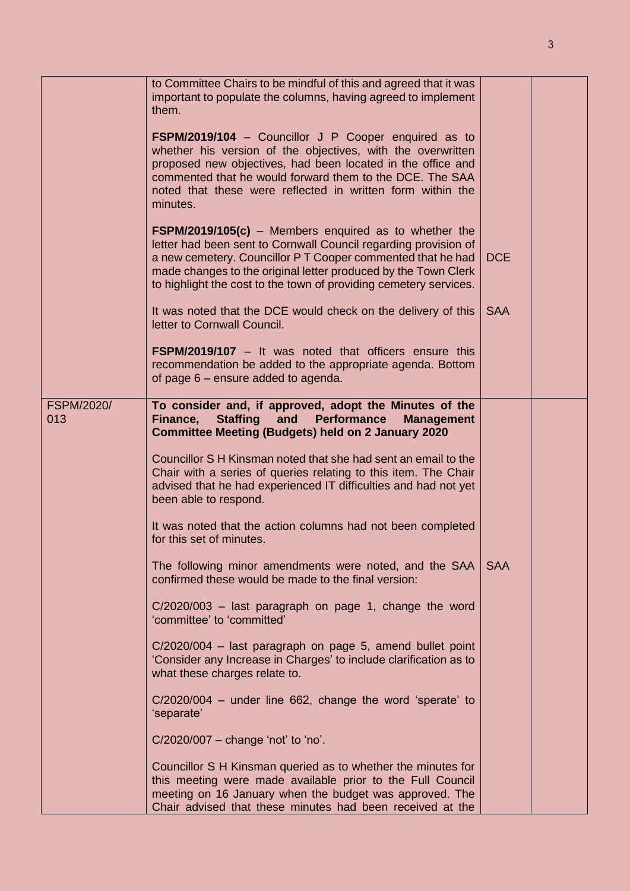| | | | |
|---|---|---|---|
| | to Committee Chairs to be mindful of this and agreed that it was important to populate the columns, having agreed to implement them.<br><br>**FSPM/2019/104** – Councillor J P Cooper enquired as to whether his version of the objectives, with the overwritten proposed new objectives, had been located in the office and commented that he would forward them to the DCE. The SAA noted that these were reflected in written form within the minutes.<br><br>**FSPM/2019/105(c)** – Members enquired as to whether the letter had been sent to Cornwall Council regarding provision of a new cemetery. Councillor P T Cooper commented that he had made changes to the original letter produced by the Town Clerk to highlight the cost to the town of providing cemetery services.<br><br>It was noted that the DCE would check on the delivery of this letter to Cornwall Council.<br><br>**FSPM/2019/107** – It was noted that officers ensure this recommendation be added to the appropriate agenda. Bottom of page 6 – ensure added to agenda. | DCE<br><br>SAA | |
| FSPM/2020/ 013 | **To consider and, if approved, adopt the Minutes of the Finance, Staffing and Performance Management Committee Meeting (Budgets) held on 2 January 2020**<br><br>Councillor S H Kinsman noted that she had sent an email to the Chair with a series of queries relating to this item. The Chair advised that he had experienced IT difficulties and had not yet been able to respond.<br><br>It was noted that the action columns had not been completed for this set of minutes.<br><br>The following minor amendments were noted, and the SAA confirmed these would be made to the final version:<br><br>C/2020/003 – last paragraph on page 1, change the word 'committee' to 'committed'<br><br>C/2020/004 – last paragraph on page 5, amend bullet point 'Consider any Increase in Charges' to include clarification as to what these charges relate to.<br><br>C/2020/004 – under line 662, change the word 'sperate' to 'separate'<br><br>C/2020/007 – change 'not' to 'no'.<br><br>Councillor S H Kinsman queried as to whether the minutes for this meeting were made available prior to the Full Council meeting on 16 January when the budget was approved. The Chair advised that these minutes had been received at the | SAA | |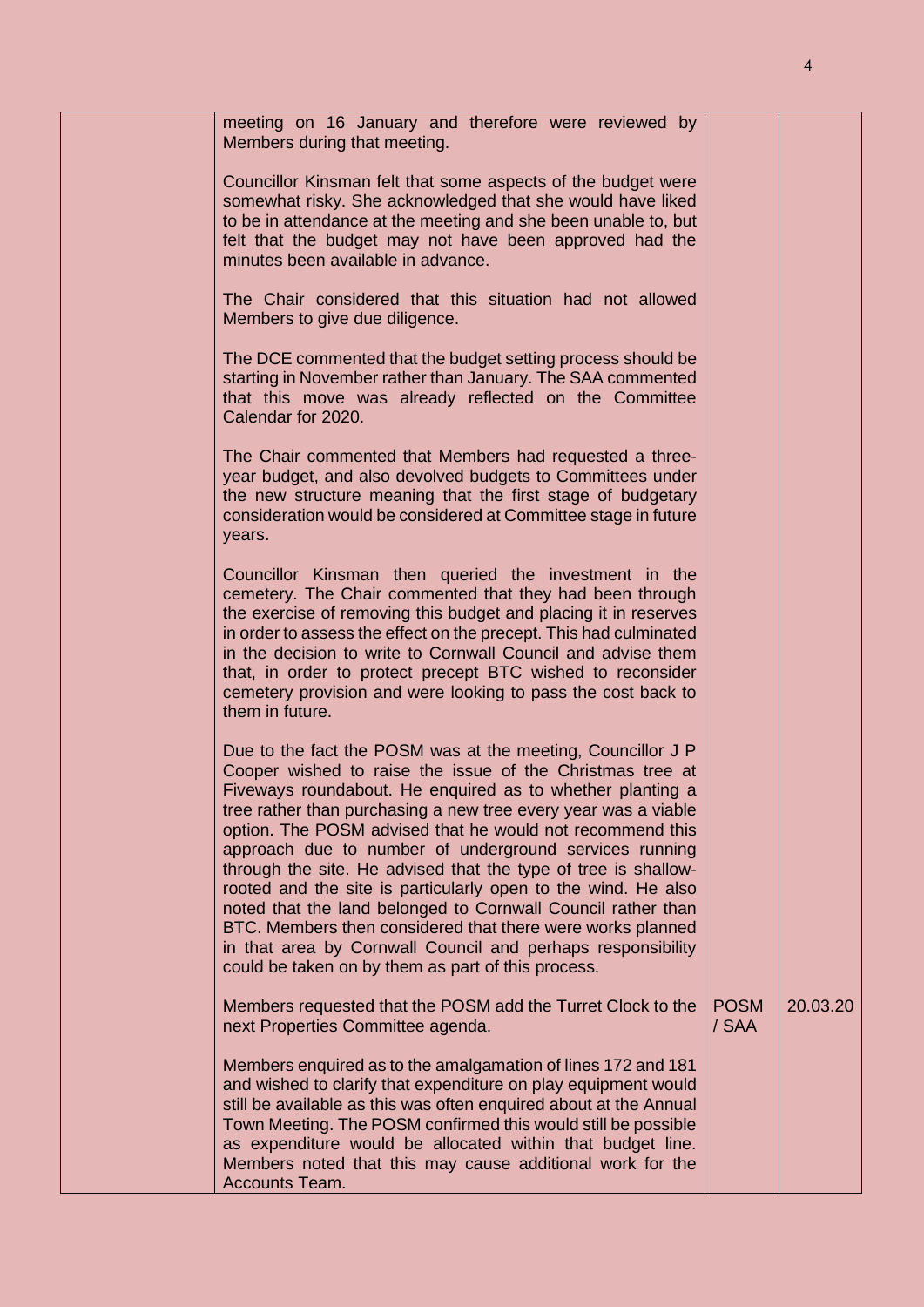| | | | |
|---|---|---|---|
| | meeting on 16 January and therefore were reviewed by Members during that meeting.<br><br>Councillor Kinsman felt that some aspects of the budget were somewhat risky. She acknowledged that she would have liked to be in attendance at the meeting and she been unable to, but felt that the budget may not have been approved had the minutes been available in advance.<br><br>The Chair considered that this situation had not allowed Members to give due diligence.<br><br>The DCE commented that the budget setting process should be starting in November rather than January. The SAA commented that this move was already reflected on the Committee Calendar for 2020.<br><br>The Chair commented that Members had requested a three-year budget, and also devolved budgets to Committees under the new structure meaning that the first stage of budgetary consideration would be considered at Committee stage in future years.<br><br>Councillor Kinsman then queried the investment in the cemetery. The Chair commented that they had been through the exercise of removing this budget and placing it in reserves in order to assess the effect on the precept. This had culminated in the decision to write to Cornwall Council and advise them that, in order to protect precept BTC wished to reconsider cemetery provision and were looking to pass the cost back to them in future.<br><br>Due to the fact the POSM was at the meeting, Councillor J P Cooper wished to raise the issue of the Christmas tree at Fiveways roundabout. He enquired as to whether planting a tree rather than purchasing a new tree every year was a viable option. The POSM advised that he would not recommend this approach due to number of underground services running through the site. He advised that the type of tree is shallow-rooted and the site is particularly open to the wind. He also noted that the land belonged to Cornwall Council rather than BTC. Members then considered that there were works planned in that area by Cornwall Council and perhaps responsibility could be taken on by them as part of this process. | | |
| | Members requested that the POSM add the Turret Clock to the next Properties Committee agenda. | POSM / SAA | 20.03.20 |
| | Members enquired as to the amalgamation of lines 172 and 181 and wished to clarify that expenditure on play equipment would still be available as this was often enquired about at the Annual Town Meeting. The POSM confirmed this would still be possible as expenditure would be allocated within that budget line. Members noted that this may cause additional work for the Accounts Team. | | |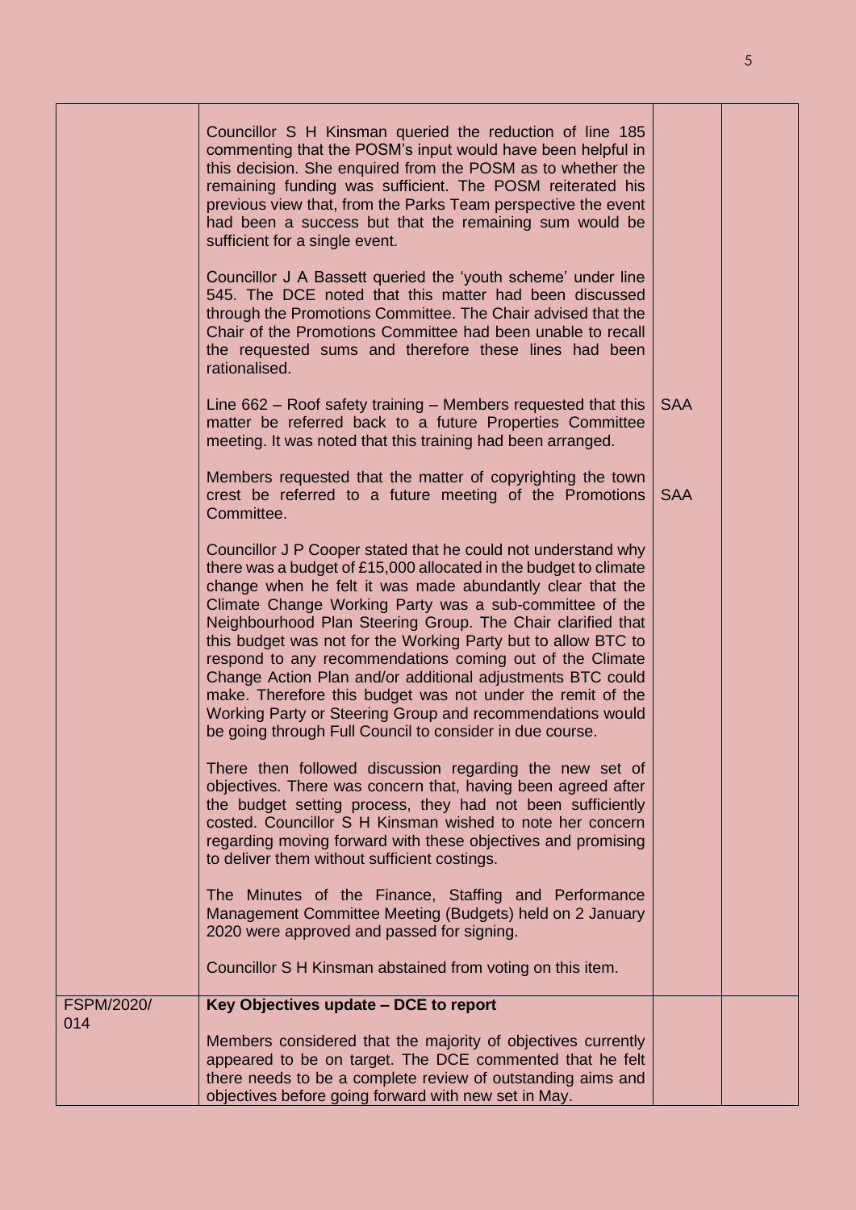| | | | |
|---|---|---|---|
| | Councillor S H Kinsman queried the reduction of line 185 commenting that the POSM's input would have been helpful in this decision. She enquired from the POSM as to whether the remaining funding was sufficient. The POSM reiterated his previous view that, from the Parks Team perspective the event had been a success but that the remaining sum would be sufficient for a single event.<br><br>Councillor J A Bassett queried the 'youth scheme' under line 545. The DCE noted that this matter had been discussed through the Promotions Committee. The Chair advised that the Chair of the Promotions Committee had been unable to recall the requested sums and therefore these lines had been rationalised.<br><br>Line 662 – Roof safety training – Members requested that this matter be referred back to a future Properties Committee meeting. It was noted that this training had been arranged.<br><br>Members requested that the matter of copyrighting the town crest be referred to a future meeting of the Promotions Committee.<br><br>Councillor J P Cooper stated that he could not understand why there was a budget of £15,000 allocated in the budget to climate change when he felt it was made abundantly clear that the Climate Change Working Party was a sub-committee of the Neighbourhood Plan Steering Group. The Chair clarified that this budget was not for the Working Party but to allow BTC to respond to any recommendations coming out of the Climate Change Action Plan and/or additional adjustments BTC could make. Therefore this budget was not under the remit of the Working Party or Steering Group and recommendations would be going through Full Council to consider in due course.<br><br>There then followed discussion regarding the new set of objectives. There was concern that, having been agreed after the budget setting process, they had not been sufficiently costed. Councillor S H Kinsman wished to note her concern regarding moving forward with these objectives and promising to deliver them without sufficient costings.<br><br>The Minutes of the Finance, Staffing and Performance Management Committee Meeting (Budgets) held on 2 January 2020 were approved and passed for signing.<br><br>Councillor S H Kinsman abstained from voting on this item. | SAA<br><br>SAA | |
| FSPM/2020/014 | **Key Objectives update – DCE to report**<br><br>Members considered that the majority of objectives currently appeared to be on target. The DCE commented that he felt there needs to be a complete review of outstanding aims and objectives before going forward with new set in May. | | |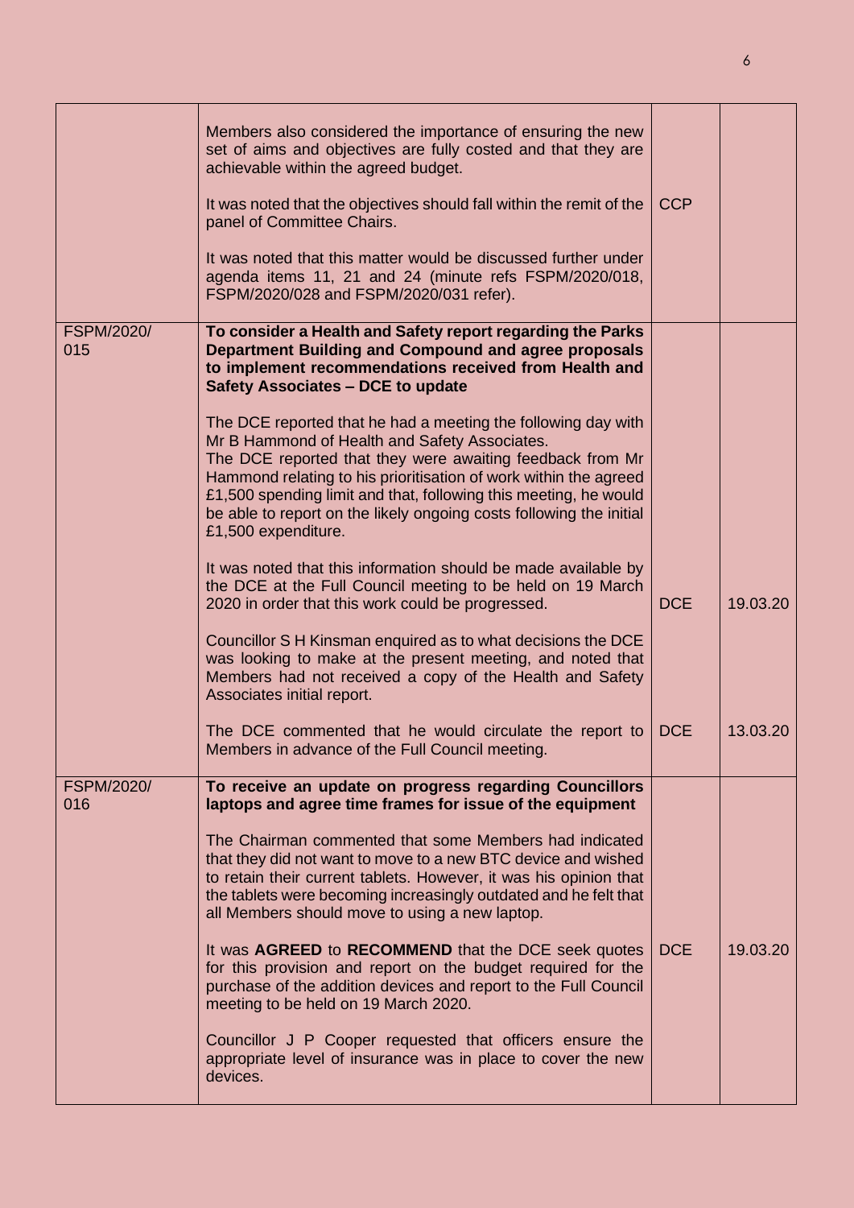| | | | |
|---|---|---|---|
| | Members also considered the importance of ensuring the new set of aims and objectives are fully costed and that they are achievable within the agreed budget.<br><br>It was noted that the objectives should fall within the remit of the panel of Committee Chairs.<br><br>It was noted that this matter would be discussed further under agenda items 11, 21 and 24 (minute refs FSPM/2020/018, FSPM/2020/028 and FSPM/2020/031 refer). | CCP | |
| FSPM/2020/ 015 | **To consider a Health and Safety report regarding the Parks Department Building and Compound and agree proposals to implement recommendations received from Health and Safety Associates – DCE to update**<br><br>The DCE reported that he had a meeting the following day with Mr B Hammond of Health and Safety Associates.<br>The DCE reported that they were awaiting feedback from Mr Hammond relating to his prioritisation of work within the agreed £1,500 spending limit and that, following this meeting, he would be able to report on the likely ongoing costs following the initial £1,500 expenditure.<br><br>It was noted that this information should be made available by the DCE at the Full Council meeting to be held on 19 March 2020 in order that this work could be progressed. | DCE | 19.03.20 |
| | Councillor S H Kinsman enquired as to what decisions the DCE was looking to make at the present meeting, and noted that Members had not received a copy of the Health and Safety Associates initial report.<br><br>The DCE commented that he would circulate the report to Members in advance of the Full Council meeting. | DCE | 13.03.20 |
| FSPM/2020/ 016 | **To receive an update on progress regarding Councillors laptops and agree time frames for issue of the equipment**<br><br>The Chairman commented that some Members had indicated that they did not want to move to a new BTC device and wished to retain their current tablets. However, it was his opinion that the tablets were becoming increasingly outdated and he felt that all Members should move to using a new laptop.<br><br>It was **AGREED** to **RECOMMEND** that the DCE seek quotes for this provision and report on the budget required for the purchase of the addition devices and report to the Full Council meeting to be held on 19 March 2020. | DCE | 19.03.20 |
| | Councillor J P Cooper requested that officers ensure the appropriate level of insurance was in place to cover the new devices. | | |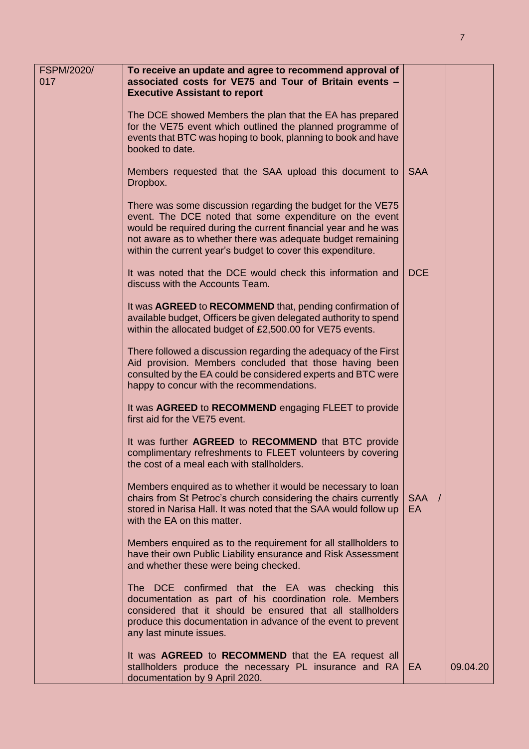| FSPM/2020/017 | **To receive an update and agree to recommend approval of associated costs for VE75 and Tour of Britain events – Executive Assistant to report** | | |
|---|---|---|---|
| | The DCE showed Members the plan that the EA has prepared for the VE75 event which outlined the planned programme of events that BTC was hoping to book, planning to book and have booked to date. | | |
| | Members requested that the SAA upload this document to Dropbox. | SAA | |
| | There was some discussion regarding the budget for the VE75 event. The DCE noted that some expenditure on the event would be required during the current financial year and he was not aware as to whether there was adequate budget remaining within the current year's budget to cover this expenditure. | | |
| | It was noted that the DCE would check this information and discuss with the Accounts Team. | DCE | |
| | It was **AGREED** to **RECOMMEND** that, pending confirmation of available budget, Officers be given delegated authority to spend within the allocated budget of £2,500.00 for VE75 events. | | |
| | There followed a discussion regarding the adequacy of the First Aid provision. Members concluded that those having been consulted by the EA could be considered experts and BTC were happy to concur with the recommendations. | | |
| | It was **AGREED** to **RECOMMEND** engaging FLEET to provide first aid for the VE75 event. | | |
| | It was further **AGREED** to **RECOMMEND** that BTC provide complimentary refreshments to FLEET volunteers by covering the cost of a meal each with stallholders. | | |
| | Members enquired as to whether it would be necessary to loan chairs from St Petroc's church considering the chairs currently stored in Narisa Hall. It was noted that the SAA would follow up with the EA on this matter. | SAA / EA | |
| | Members enquired as to the requirement for all stallholders to have their own Public Liability ensurance and Risk Assessment and whether these were being checked. | | |
| | The DCE confirmed that the EA was checking this documentation as part of his coordination role. Members considered that it should be ensured that all stallholders produce this documentation in advance of the event to prevent any last minute issues. | | |
| | It was **AGREED** to **RECOMMEND** that the EA request all stallholders produce the necessary PL insurance and RA documentation by 9 April 2020. | EA | 09.04.20 |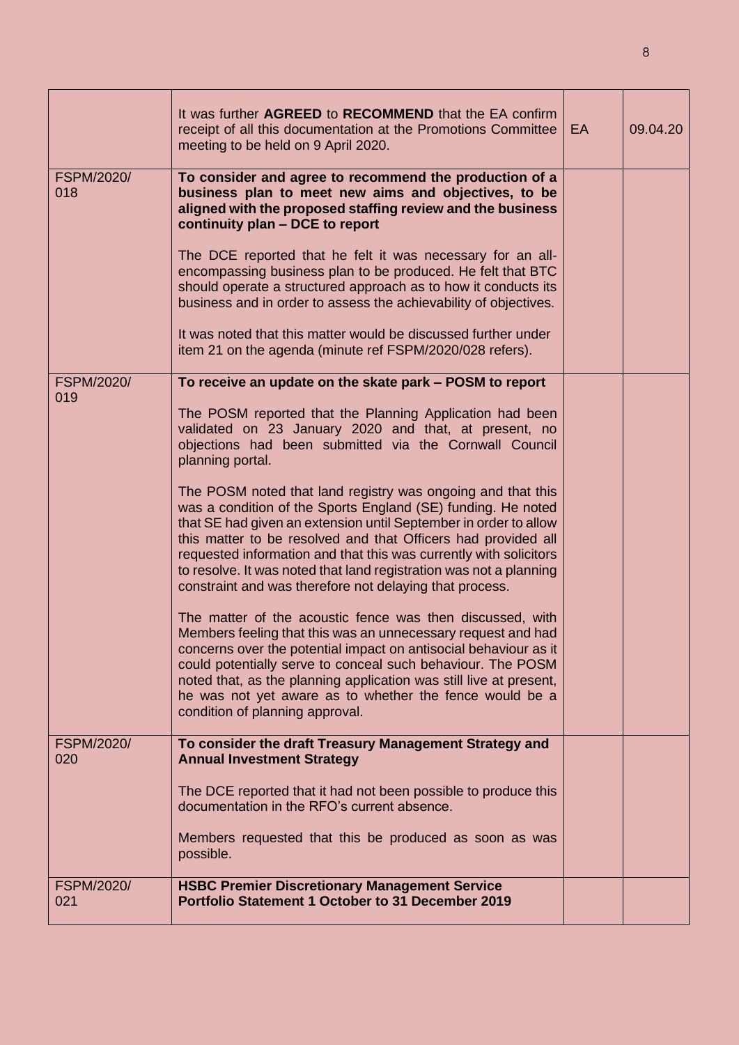| | | | |
|---|---|---|---|
| | It was further **AGREED** to **RECOMMEND** that the EA confirm receipt of all this documentation at the Promotions Committee meeting to be held on 9 April 2020. | EA | 09.04.20 |
| FSPM/2020/ 018 | **To consider and agree to recommend the production of a business plan to meet new aims and objectives, to be aligned with the proposed staffing review and the business continuity plan – DCE to report**<br><br>The DCE reported that he felt it was necessary for an all-encompassing business plan to be produced. He felt that BTC should operate a structured approach as to how it conducts its business and in order to assess the achievability of objectives.<br><br>It was noted that this matter would be discussed further under item 21 on the agenda (minute ref FSPM/2020/028 refers). | | |
| FSPM/2020/ 019 | **To receive an update on the skate park – POSM to report**<br><br>The POSM reported that the Planning Application had been validated on 23 January 2020 and that, at present, no objections had been submitted via the Cornwall Council planning portal.<br><br>The POSM noted that land registry was ongoing and that this was a condition of the Sports England (SE) funding. He noted that SE had given an extension until September in order to allow this matter to be resolved and that Officers had provided all requested information and that this was currently with solicitors to resolve. It was noted that land registration was not a planning constraint and was therefore not delaying that process.<br><br>The matter of the acoustic fence was then discussed, with Members feeling that this was an unnecessary request and had concerns over the potential impact on antisocial behaviour as it could potentially serve to conceal such behaviour. The POSM noted that, as the planning application was still live at present, he was not yet aware as to whether the fence would be a condition of planning approval. | | |
| FSPM/2020/ 020 | **To consider the draft Treasury Management Strategy and Annual Investment Strategy**<br><br>The DCE reported that it had not been possible to produce this documentation in the RFO's current absence.<br><br>Members requested that this be produced as soon as was possible. | | |
| FSPM/2020/ 021 | **HSBC Premier Discretionary Management Service Portfolio Statement 1 October to 31 December 2019** | | |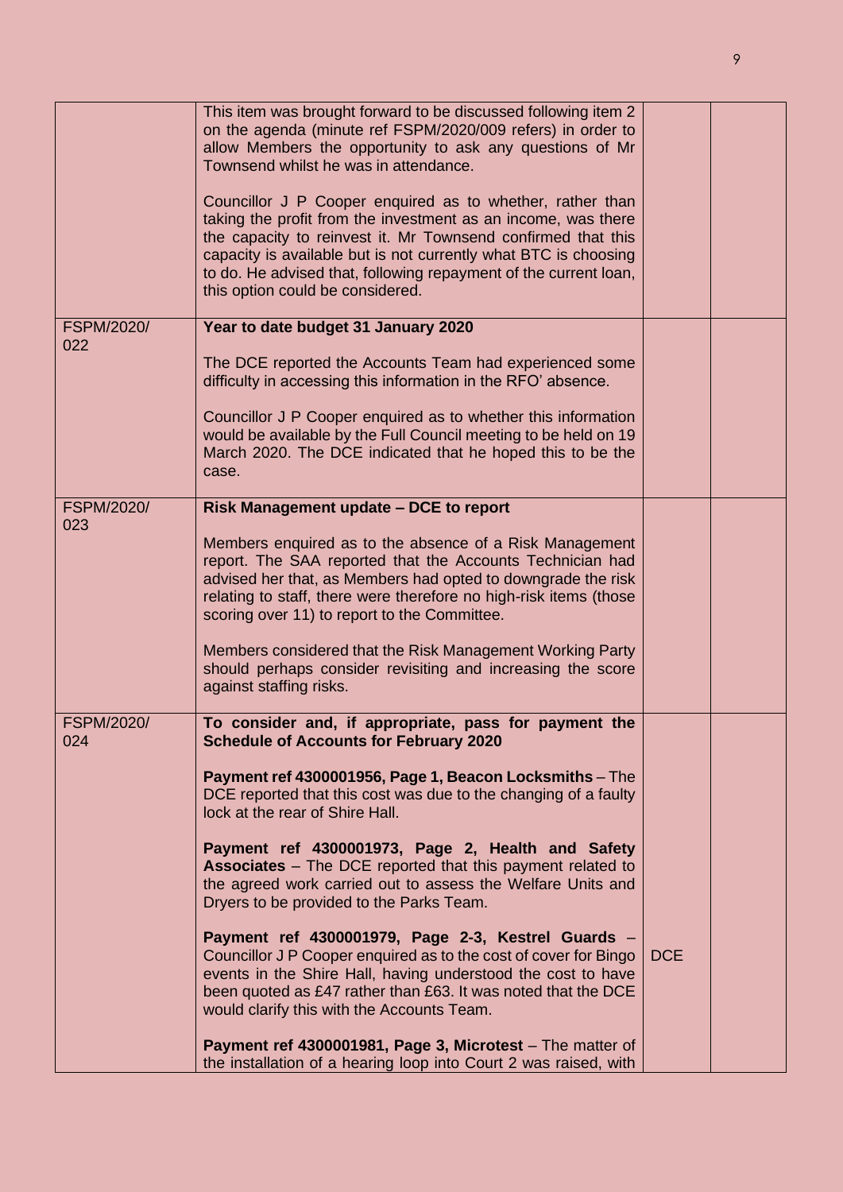| | | | |
|---|---|---|---|
| | This item was brought forward to be discussed following item 2 on the agenda (minute ref FSPM/2020/009 refers) in order to allow Members the opportunity to ask any questions of Mr Townsend whilst he was in attendance.<br><br>Councillor J P Cooper enquired as to whether, rather than taking the profit from the investment as an income, was there the capacity to reinvest it. Mr Townsend confirmed that this capacity is available but is not currently what BTC is choosing to do. He advised that, following repayment of the current loan, this option could be considered. | | |
| FSPM/2020/ 022 | **Year to date budget 31 January 2020**<br><br>The DCE reported the Accounts Team had experienced some difficulty in accessing this information in the RFO' absence.<br><br>Councillor J P Cooper enquired as to whether this information would be available by the Full Council meeting to be held on 19 March 2020. The DCE indicated that he hoped this to be the case. | | |
| FSPM/2020/ 023 | **Risk Management update – DCE to report**<br><br>Members enquired as to the absence of a Risk Management report. The SAA reported that the Accounts Technician had advised her that, as Members had opted to downgrade the risk relating to staff, there were therefore no high-risk items (those scoring over 11) to report to the Committee.<br><br>Members considered that the Risk Management Working Party should perhaps consider revisiting and increasing the score against staffing risks. | | |
| FSPM/2020/ 024 | **To consider and, if appropriate, pass for payment the Schedule of Accounts for February 2020**<br><br>**Payment ref 4300001956, Page 1, Beacon Locksmiths** – The DCE reported that this cost was due to the changing of a faulty lock at the rear of Shire Hall.<br><br>**Payment ref 4300001973, Page 2, Health and Safety Associates** – The DCE reported that this payment related to the agreed work carried out to assess the Welfare Units and Dryers to be provided to the Parks Team.<br><br>**Payment ref 4300001979, Page 2-3, Kestrel Guards** – Councillor J P Cooper enquired as to the cost of cover for Bingo events in the Shire Hall, having understood the cost to have been quoted as £47 rather than £63. It was noted that the DCE would clarify this with the Accounts Team.<br><br>**Payment ref 4300001981, Page 3, Microtest** – The matter of the installation of a hearing loop into Court 2 was raised, with | DCE | |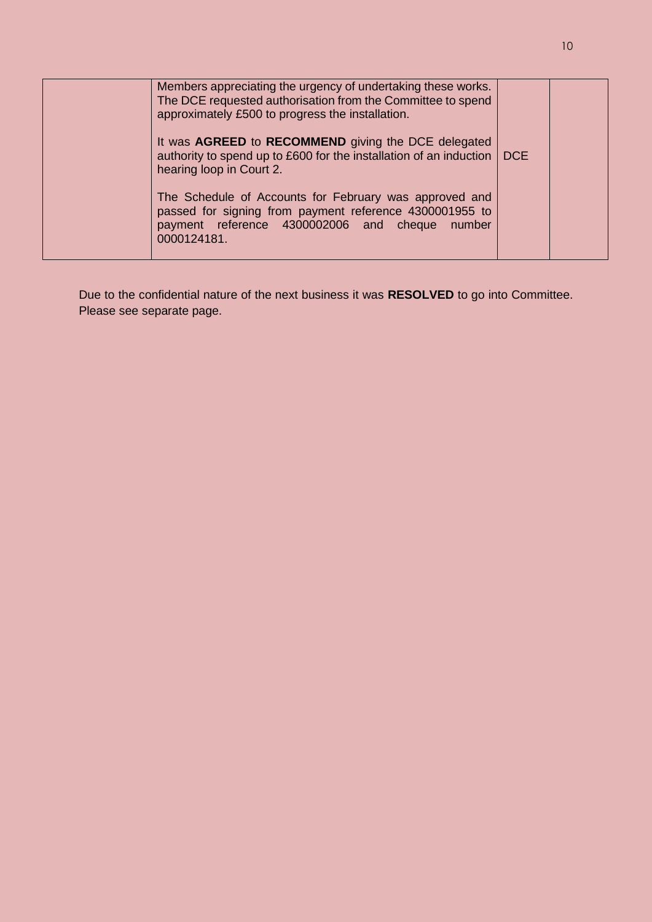| | | | |
|---|---|---|---|
| | Members appreciating the urgency of undertaking these works. The DCE requested authorisation from the Committee to spend approximately £500 to progress the installation.<br><br>It was **AGREED** to **RECOMMEND** giving the DCE delegated authority to spend up to £600 for the installation of an induction hearing loop in Court 2.<br><br>The Schedule of Accounts for February was approved and passed for signing from payment reference 4300001955 to payment reference 4300002006 and cheque number 0000124181. | DCE | |

Due to the confidential nature of the next business it was **RESOLVED** to go into Committee. Please see separate page.